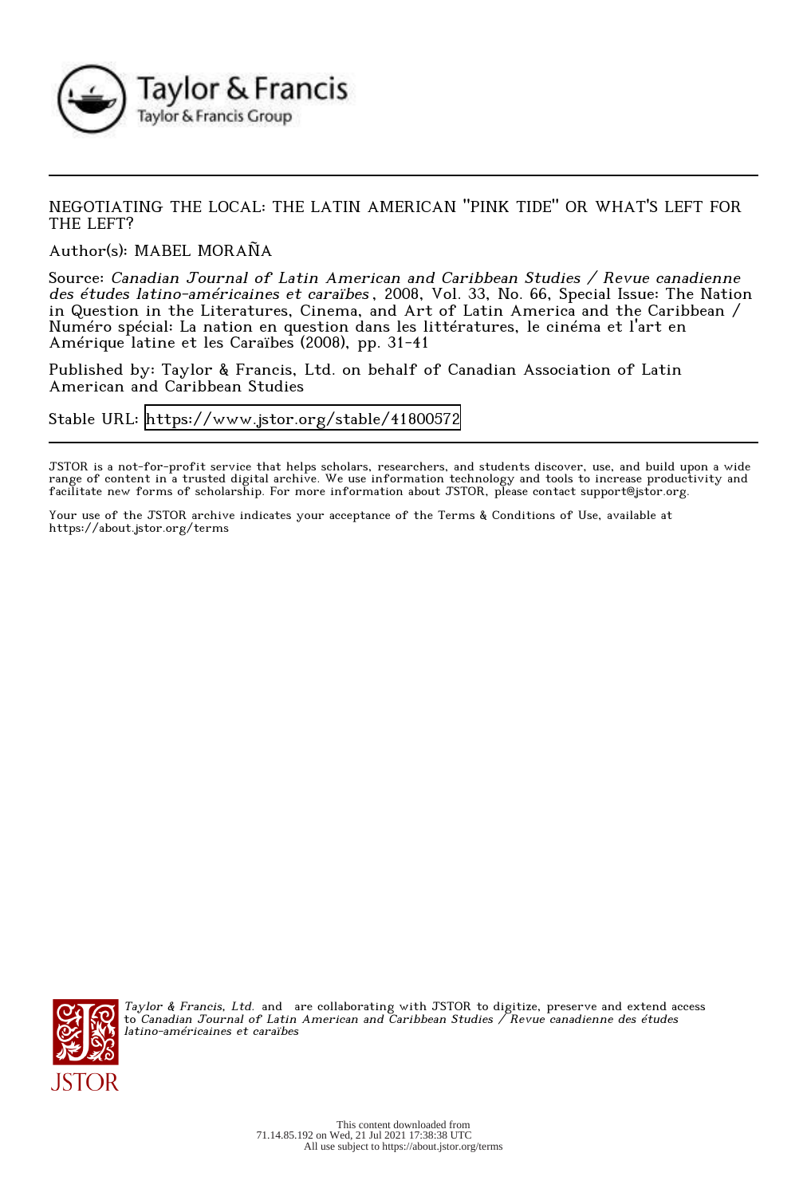NEGOTIATING THE LOCAL: THE LATIN AMERICAN "PINK TIDE" OR WHAT'S LEFT FOR THE LEFT?

Author(s): MABEL MORAÑA

Source: *Canadian Journal of Latin American and Caribbean Studies / Revue canadienne des études latino-américaines et caraïbes*, 2008, Vol. 33, No. 66, Special Issue: The Nation in Question in the Literatures, Cinema, and Art of Latin America and the Caribbean / Numéro spécial: La nation en question dans les littératures, le cinéma et l'art en Amérique latine et les Caraïbes (2008), pp. 31-41

Published by: Taylor & Francis, Ltd. on behalf of Canadian Association of Latin American and Caribbean Studies

Stable URL: https://www.jstor.org/stable/41800572

JSTOR is a not-for-profit service that helps scholars, researchers, and students discover, use, and build upon a wide range of content in a trusted digital archive. We use information technology and tools to increase productivity and facilitate new forms of scholarship. For more information about JSTOR, please contact support@jstor.org.

Your use of the JSTOR archive indicates your acceptance of the Terms & Conditions of Use, available at https://about.jstor.org/terms

*Taylor & Francis, Ltd.* and are collaborating with JSTOR to digitize, preserve and extend access to *Canadian Journal of Latin American and Caribbean Studies / Revue canadienne des études latino-américaines et caraïbes*

This content downloaded from 71.14.85.192 on Wed, 21 Jul 2021 17:38:38 UTC
All use subject to https://about.jstor.org/terms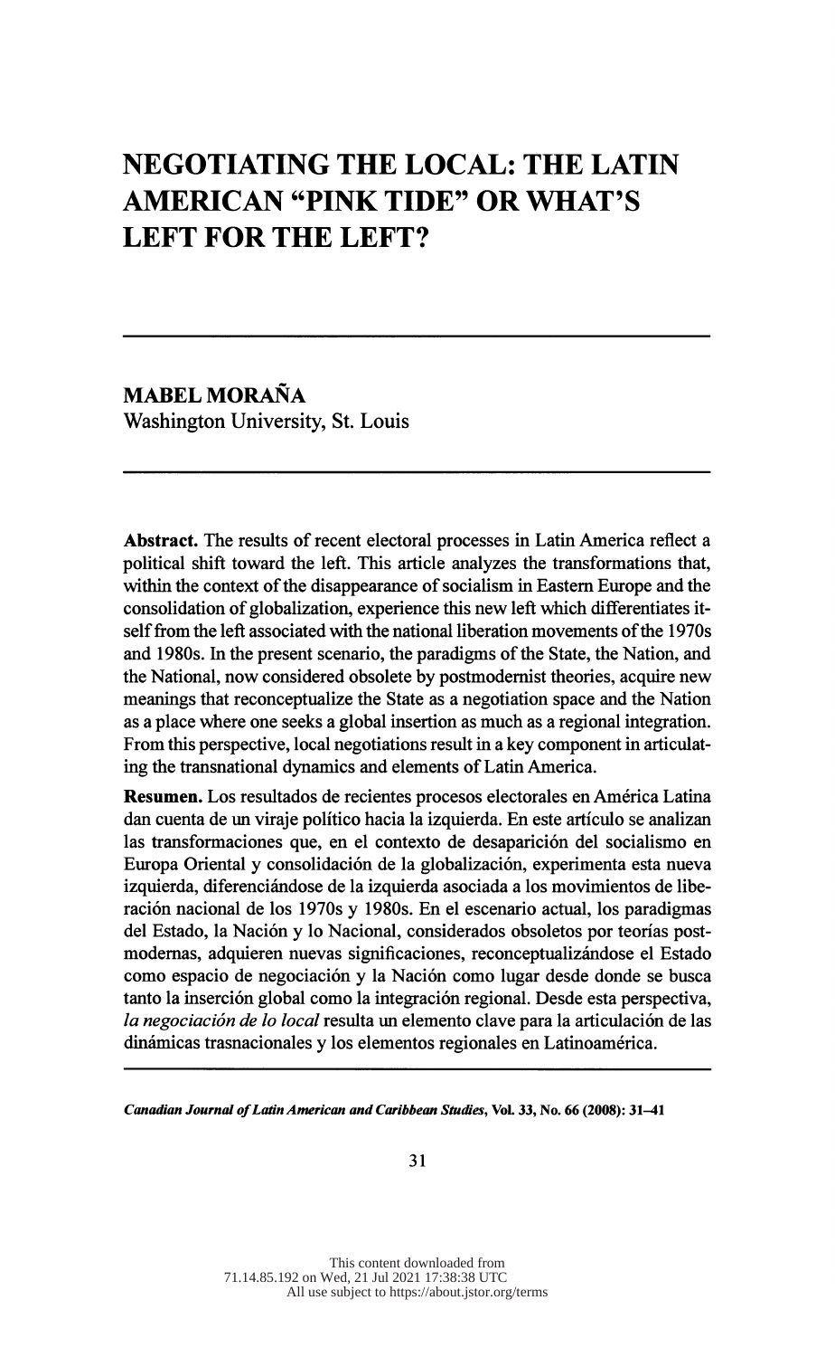# NEGOTIATING THE LOCAL: THE LATIN AMERICAN "PINK TIDE" OR WHAT'S LEFT FOR THE LEFT?

**MABEL MORAÑA**
Washington University, St. Louis

**Abstract.** The results of recent electoral processes in Latin America reflect a political shift toward the left. This article analyzes the transformations that, within the context of the disappearance of socialism in Eastern Europe and the consolidation of globalization, experience this new left which differentiates itself from the left associated with the national liberation movements of the 1970s and 1980s. In the present scenario, the paradigms of the State, the Nation, and the National, now considered obsolete by postmodernist theories, acquire new meanings that reconceptualize the State as a negotiation space and the Nation as a place where one seeks a global insertion as much as a regional integration. From this perspective, local negotiations result in a key component in articulating the transnational dynamics and elements of Latin America.

**Resumen.** Los resultados de recientes procesos electorales en América Latina dan cuenta de un viraje político hacia la izquierda. En este artículo se analizan las transformaciones que, en el contexto de desaparición del socialismo en Europa Oriental y consolidación de la globalización, experimenta esta nueva izquierda, diferenciándose de la izquierda asociada a los movimientos de liberación nacional de los 1970s y 1980s. En el escenario actual, los paradigmas del Estado, la Nación y lo Nacional, considerados obsoletos por teorías postmodernas, adquieren nuevas significaciones, reconceptualizándose el Estado como espacio de negociación y la Nación como lugar desde donde se busca tanto la inserción global como la integración regional. Desde esta perspectiva, *la negociación de lo local* resulta un elemento clave para la articulación de las dinámicas trasnacionales y los elementos regionales en Latinoamérica.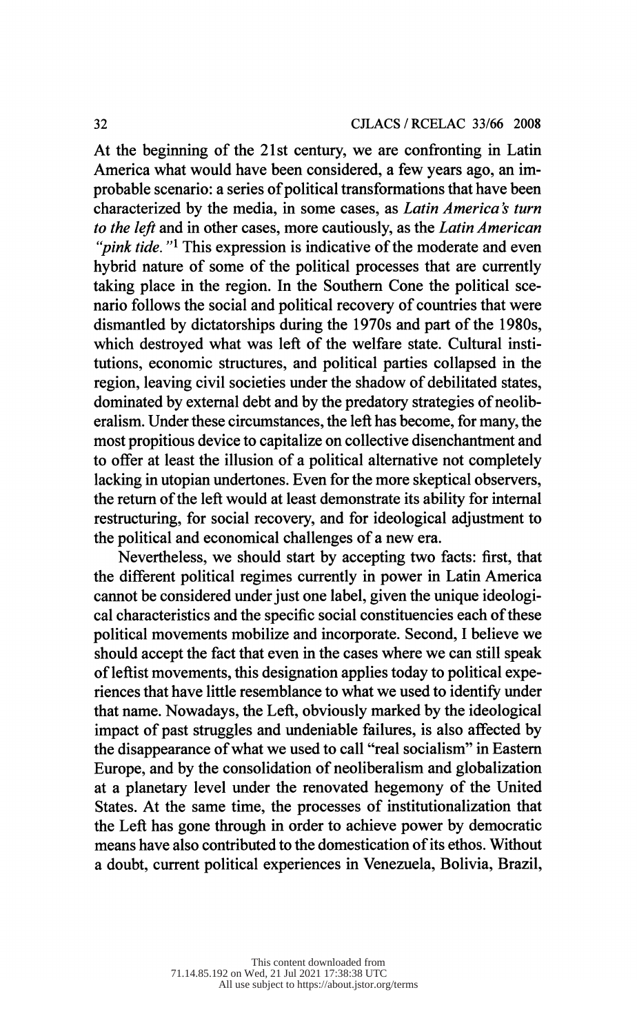At the beginning of the 21st century, we are confronting in Latin America what would have been considered, a few years ago, an improbable scenario: a series of political transformations that have been characterized by the media, in some cases, as *Latin America's turn to the left* and in other cases, more cautiously, as the *Latin American "pink tide."*[1] This expression is indicative of the moderate and even hybrid nature of some of the political processes that are currently taking place in the region. In the Southern Cone the political scenario follows the social and political recovery of countries that were dismantled by dictatorships during the 1970s and part of the 1980s, which destroyed what was left of the welfare state. Cultural institutions, economic structures, and political parties collapsed in the region, leaving civil societies under the shadow of debilitated states, dominated by external debt and by the predatory strategies of neoliberalism. Under these circumstances, the left has become, for many, the most propitious device to capitalize on collective disenchantment and to offer at least the illusion of a political alternative not completely lacking in utopian undertones. Even for the more skeptical observers, the return of the left would at least demonstrate its ability for internal restructuring, for social recovery, and for ideological adjustment to the political and economical challenges of a new era.

Nevertheless, we should start by accepting two facts: first, that the different political regimes currently in power in Latin America cannot be considered under just one label, given the unique ideological characteristics and the specific social constituencies each of these political movements mobilize and incorporate. Second, I believe we should accept the fact that even in the cases where we can still speak of leftist movements, this designation applies today to political experiences that have little resemblance to what we used to identify under that name. Nowadays, the Left, obviously marked by the ideological impact of past struggles and undeniable failures, is also affected by the disappearance of what we used to call "real socialism" in Eastern Europe, and by the consolidation of neoliberalism and globalization at a planetary level under the renovated hegemony of the United States. At the same time, the processes of institutionalization that the Left has gone through in order to achieve power by democratic means have also contributed to the domestication of its ethos. Without a doubt, current political experiences in Venezuela, Bolivia, Brazil,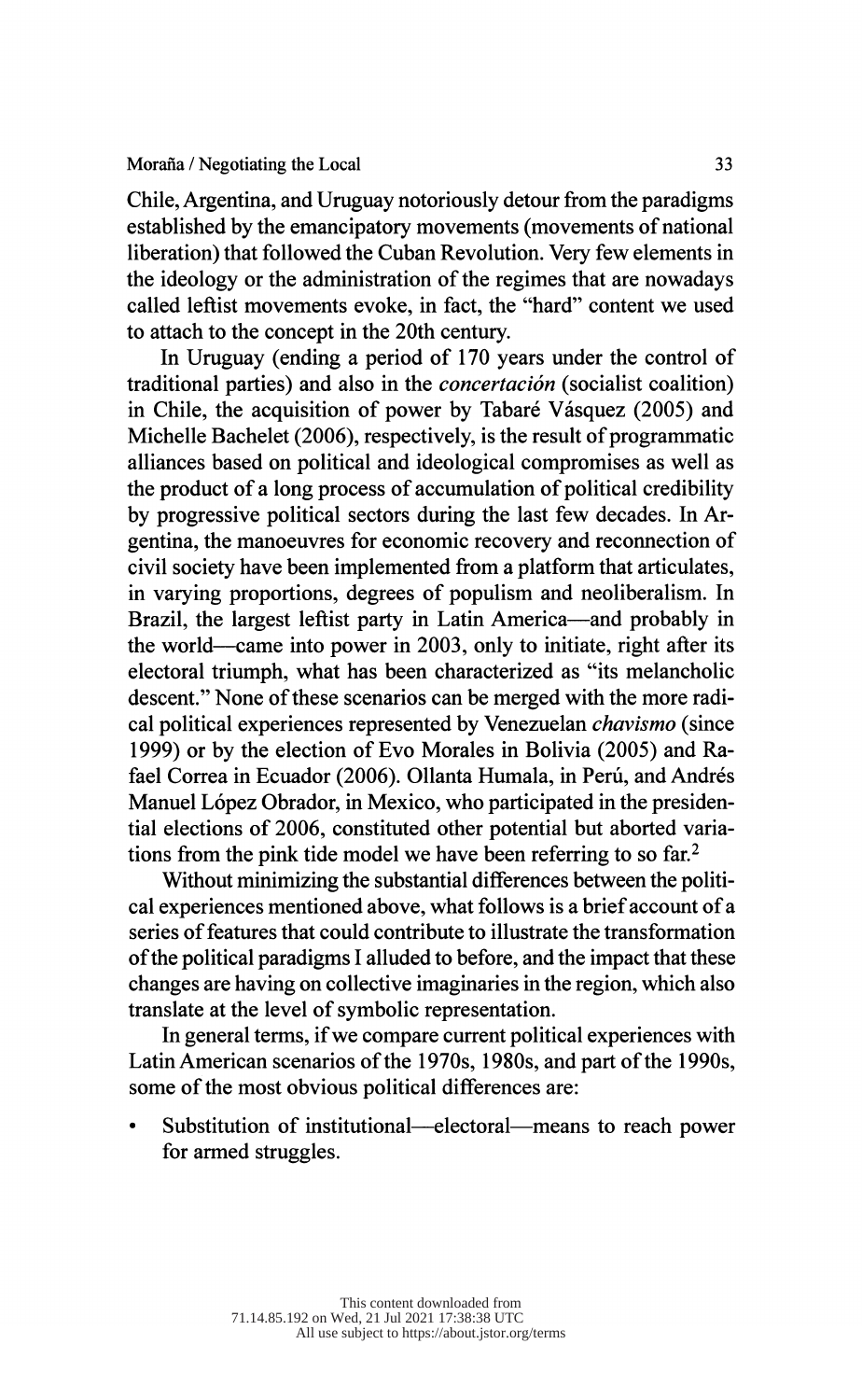Chile, Argentina, and Uruguay notoriously detour from the paradigms established by the emancipatory movements (movements of national liberation) that followed the Cuban Revolution. Very few elements in the ideology or the administration of the regimes that are nowadays called leftist movements evoke, in fact, the "hard" content we used to attach to the concept in the 20th century.

In Uruguay (ending a period of 170 years under the control of traditional parties) and also in the *concertación* (socialist coalition) in Chile, the acquisition of power by Tabaré Vásquez (2005) and Michelle Bachelet (2006), respectively, is the result of programmatic alliances based on political and ideological compromises as well as the product of a long process of accumulation of political credibility by progressive political sectors during the last few decades. In Argentina, the manoeuvres for economic recovery and reconnection of civil society have been implemented from a platform that articulates, in varying proportions, degrees of populism and neoliberalism. In Brazil, the largest leftist party in Latin America—and probably in the world—came into power in 2003, only to initiate, right after its electoral triumph, what has been characterized as "its melancholic descent." None of these scenarios can be merged with the more radical political experiences represented by Venezuelan *chavismo* (since 1999) or by the election of Evo Morales in Bolivia (2005) and Rafael Correa in Ecuador (2006). Ollanta Humala, in Perú, and Andrés Manuel López Obrador, in Mexico, who participated in the presidential elections of 2006, constituted other potential but aborted variations from the pink tide model we have been referring to so far.[2]

Without minimizing the substantial differences between the political experiences mentioned above, what follows is a brief account of a series of features that could contribute to illustrate the transformation of the political paradigms I alluded to before, and the impact that these changes are having on collective imaginaries in the region, which also translate at the level of symbolic representation.

In general terms, if we compare current political experiences with Latin American scenarios of the 1970s, 1980s, and part of the 1990s, some of the most obvious political differences are:

- Substitution of institutional—electoral—means to reach power for armed struggles.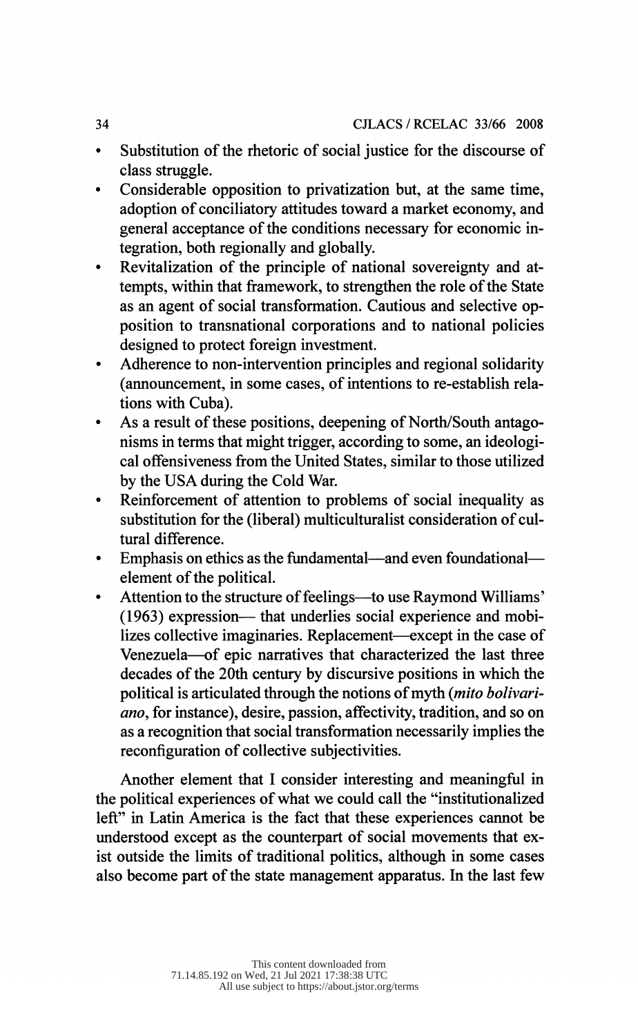- Substitution of the rhetoric of social justice for the discourse of class struggle.
- Considerable opposition to privatization but, at the same time, adoption of conciliatory attitudes toward a market economy, and general acceptance of the conditions necessary for economic integration, both regionally and globally.
- Revitalization of the principle of national sovereignty and attempts, within that framework, to strengthen the role of the State as an agent of social transformation. Cautious and selective opposition to transnational corporations and to national policies designed to protect foreign investment.
- Adherence to non-intervention principles and regional solidarity (announcement, in some cases, of intentions to re-establish relations with Cuba).
- As a result of these positions, deepening of North/South antagonisms in terms that might trigger, according to some, an ideological offensiveness from the United States, similar to those utilized by the USA during the Cold War.
- Reinforcement of attention to problems of social inequality as substitution for the (liberal) multiculturalist consideration of cultural difference.
- Emphasis on ethics as the fundamental—and even foundational—element of the political.
- Attention to the structure of feelings—to use Raymond Williams' (1963) expression— that underlies social experience and mobilizes collective imaginaries. Replacement—except in the case of Venezuela—of epic narratives that characterized the last three decades of the 20th century by discursive positions in which the political is articulated through the notions of myth (*mito bolivariano*, for instance), desire, passion, affectivity, tradition, and so on as a recognition that social transformation necessarily implies the reconfiguration of collective subjectivities.

Another element that I consider interesting and meaningful in the political experiences of what we could call the "institutionalized left" in Latin America is the fact that these experiences cannot be understood except as the counterpart of social movements that exist outside the limits of traditional politics, although in some cases also become part of the state management apparatus. In the last few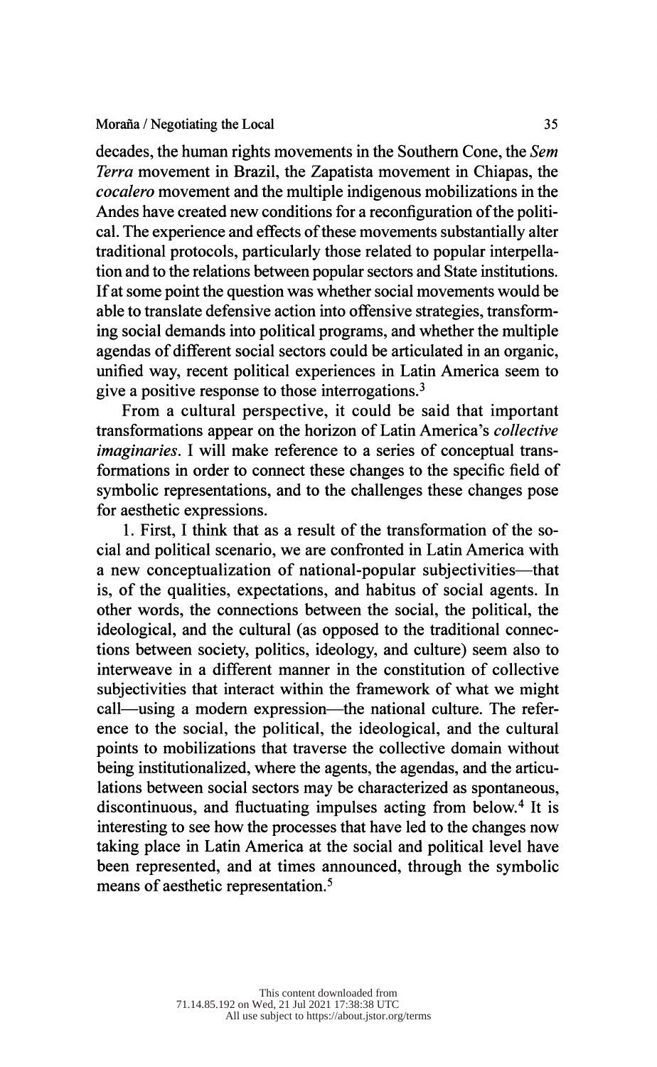decades, the human rights movements in the Southern Cone, the *Sem Terra* movement in Brazil, the Zapatista movement in Chiapas, the *cocalero* movement and the multiple indigenous mobilizations in the Andes have created new conditions for a reconfiguration of the political. The experience and effects of these movements substantially alter traditional protocols, particularly those related to popular interpellation and to the relations between popular sectors and State institutions. If at some point the question was whether social movements would be able to translate defensive action into offensive strategies, transforming social demands into political programs, and whether the multiple agendas of different social sectors could be articulated in an organic, unified way, recent political experiences in Latin America seem to give a positive response to those interrogations.[3]

From a cultural perspective, it could be said that important transformations appear on the horizon of Latin America's *collective imaginaries*. I will make reference to a series of conceptual transformations in order to connect these changes to the specific field of symbolic representations, and to the challenges these changes pose for aesthetic expressions.

1. First, I think that as a result of the transformation of the social and political scenario, we are confronted in Latin America with a new conceptualization of national-popular subjectivities—that is, of the qualities, expectations, and habitus of social agents. In other words, the connections between the social, the political, the ideological, and the cultural (as opposed to the traditional connections between society, politics, ideology, and culture) seem also to interweave in a different manner in the constitution of collective subjectivities that interact within the framework of what we might call—using a modern expression—the national culture. The reference to the social, the political, the ideological, and the cultural points to mobilizations that traverse the collective domain without being institutionalized, where the agents, the agendas, and the articulations between social sectors may be characterized as spontaneous, discontinuous, and fluctuating impulses acting from below.[4] It is interesting to see how the processes that have led to the changes now taking place in Latin America at the social and political level have been represented, and at times announced, through the symbolic means of aesthetic representation.[5]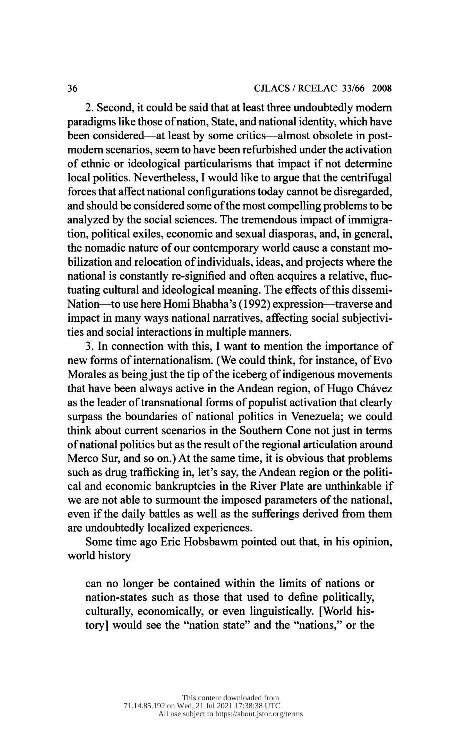2. Second, it could be said that at least three undoubtedly modern paradigms like those of nation, State, and national identity, which have been considered—at least by some critics—almost obsolete in post-modern scenarios, seem to have been refurbished under the activation of ethnic or ideological particularisms that impact if not determine local politics. Nevertheless, I would like to argue that the centrifugal forces that affect national configurations today cannot be disregarded, and should be considered some of the most compelling problems to be analyzed by the social sciences. The tremendous impact of immigration, political exiles, economic and sexual diasporas, and, in general, the nomadic nature of our contemporary world cause a constant mobilization and relocation of individuals, ideas, and projects where the national is constantly re-signified and often acquires a relative, fluctuating cultural and ideological meaning. The effects of this dissemi-Nation—to use here Homi Bhabha's (1992) expression—traverse and impact in many ways national narratives, affecting social subjectivities and social interactions in multiple manners.

3. In connection with this, I want to mention the importance of new forms of internationalism. (We could think, for instance, of Evo Morales as being just the tip of the iceberg of indigenous movements that have been always active in the Andean region, of Hugo Chávez as the leader of transnational forms of populist activation that clearly surpass the boundaries of national politics in Venezuela; we could think about current scenarios in the Southern Cone not just in terms of national politics but as the result of the regional articulation around Merco Sur, and so on.) At the same time, it is obvious that problems such as drug trafficking in, let's say, the Andean region or the political and economic bankruptcies in the River Plate are unthinkable if we are not able to surmount the imposed parameters of the national, even if the daily battles as well as the sufferings derived from them are undoubtedly localized experiences.

Some time ago Eric Hobsbawm pointed out that, in his opinion, world history

> can no longer be contained within the limits of nations or nation-states such as those that used to define politically, culturally, economically, or even linguistically. [World history] would see the "nation state" and the "nations," or the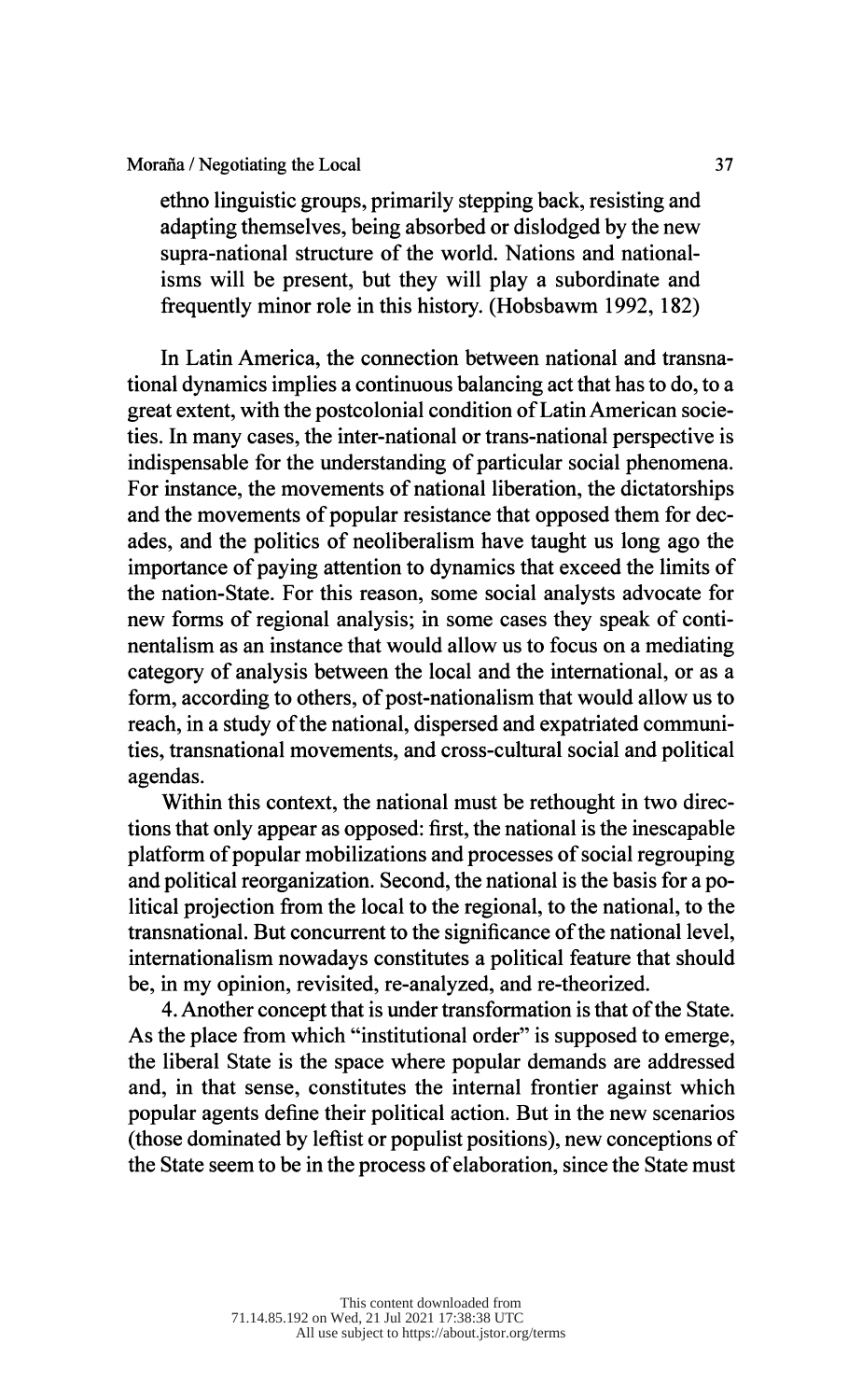> ethno linguistic groups, primarily stepping back, resisting and adapting themselves, being absorbed or dislodged by the new supra-national structure of the world. Nations and nationalisms will be present, but they will play a subordinate and frequently minor role in this history. (Hobsbawm 1992, 182)

In Latin America, the connection between national and transnational dynamics implies a continuous balancing act that has to do, to a great extent, with the postcolonial condition of Latin American societies. In many cases, the inter-national or trans-national perspective is indispensable for the understanding of particular social phenomena. For instance, the movements of national liberation, the dictatorships and the movements of popular resistance that opposed them for decades, and the politics of neoliberalism have taught us long ago the importance of paying attention to dynamics that exceed the limits of the nation-State. For this reason, some social analysts advocate for new forms of regional analysis; in some cases they speak of continentalism as an instance that would allow us to focus on a mediating category of analysis between the local and the international, or as a form, according to others, of post-nationalism that would allow us to reach, in a study of the national, dispersed and expatriated communities, transnational movements, and cross-cultural social and political agendas.

Within this context, the national must be rethought in two directions that only appear as opposed: first, the national is the inescapable platform of popular mobilizations and processes of social regrouping and political reorganization. Second, the national is the basis for a political projection from the local to the regional, to the national, to the transnational. But concurrent to the significance of the national level, internationalism nowadays constitutes a political feature that should be, in my opinion, revisited, re-analyzed, and re-theorized.

4. Another concept that is under transformation is that of the State. As the place from which "institutional order" is supposed to emerge, the liberal State is the space where popular demands are addressed and, in that sense, constitutes the internal frontier against which popular agents define their political action. But in the new scenarios (those dominated by leftist or populist positions), new conceptions of the State seem to be in the process of elaboration, since the State must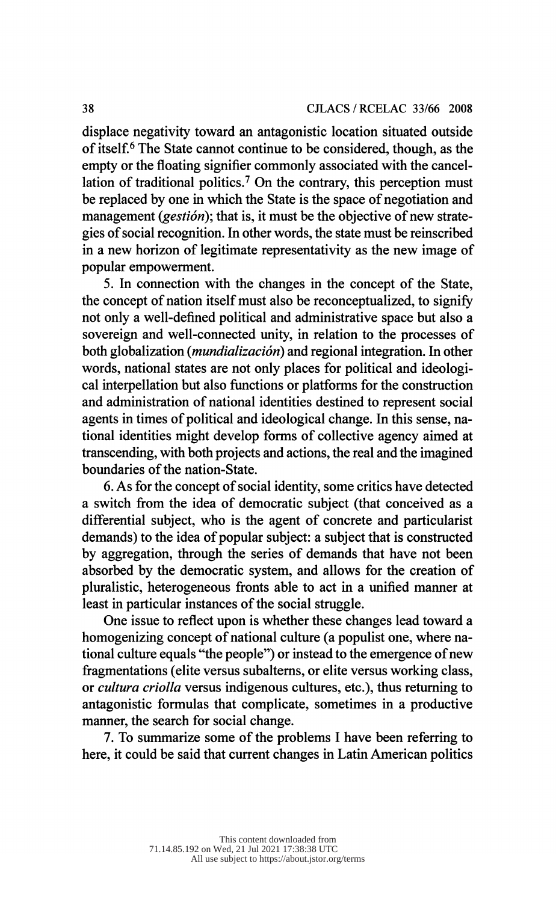displace negativity toward an antagonistic location situated outside of itself.[6] The State cannot continue to be considered, though, as the empty or the floating signifier commonly associated with the cancellation of traditional politics.[7] On the contrary, this perception must be replaced by one in which the State is the space of negotiation and management (*gestión*); that is, it must be the objective of new strategies of social recognition. In other words, the state must be reinscribed in a new horizon of legitimate representativity as the new image of popular empowerment.

5. In connection with the changes in the concept of the State, the concept of nation itself must also be reconceptualized, to signify not only a well-defined political and administrative space but also a sovereign and well-connected unity, in relation to the processes of both globalization (*mundialización*) and regional integration. In other words, national states are not only places for political and ideological interpellation but also functions or platforms for the construction and administration of national identities destined to represent social agents in times of political and ideological change. In this sense, national identities might develop forms of collective agency aimed at transcending, with both projects and actions, the real and the imagined boundaries of the nation-State.

6. As for the concept of social identity, some critics have detected a switch from the idea of democratic subject (that conceived as a differential subject, who is the agent of concrete and particularist demands) to the idea of popular subject: a subject that is constructed by aggregation, through the series of demands that have not been absorbed by the democratic system, and allows for the creation of pluralistic, heterogeneous fronts able to act in a unified manner at least in particular instances of the social struggle.

One issue to reflect upon is whether these changes lead toward a homogenizing concept of national culture (a populist one, where national culture equals "the people") or instead to the emergence of new fragmentations (elite versus subalterns, or elite versus working class, or *cultura criolla* versus indigenous cultures, etc.), thus returning to antagonistic formulas that complicate, sometimes in a productive manner, the search for social change.

7. To summarize some of the problems I have been referring to here, it could be said that current changes in Latin American politics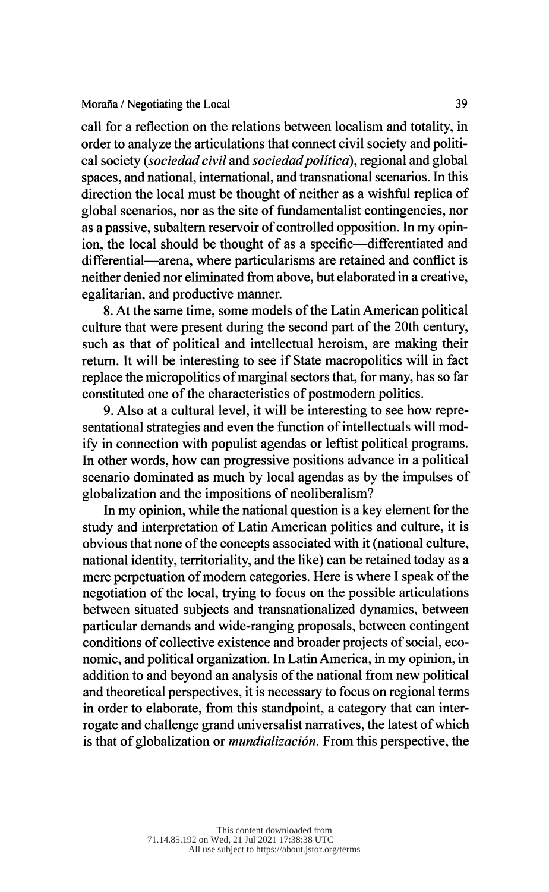call for a reflection on the relations between localism and totality, in order to analyze the articulations that connect civil society and political society (*sociedad civil* and *sociedad política*), regional and global spaces, and national, international, and transnational scenarios. In this direction the local must be thought of neither as a wishful replica of global scenarios, nor as the site of fundamentalist contingencies, nor as a passive, subaltern reservoir of controlled opposition. In my opinion, the local should be thought of as a specific—differentiated and differential—arena, where particularisms are retained and conflict is neither denied nor eliminated from above, but elaborated in a creative, egalitarian, and productive manner.

8. At the same time, some models of the Latin American political culture that were present during the second part of the 20th century, such as that of political and intellectual heroism, are making their return. It will be interesting to see if State macropolitics will in fact replace the micropolitics of marginal sectors that, for many, has so far constituted one of the characteristics of postmodern politics.

9. Also at a cultural level, it will be interesting to see how representational strategies and even the function of intellectuals will modify in connection with populist agendas or leftist political programs. In other words, how can progressive positions advance in a political scenario dominated as much by local agendas as by the impulses of globalization and the impositions of neoliberalism?

In my opinion, while the national question is a key element for the study and interpretation of Latin American politics and culture, it is obvious that none of the concepts associated with it (national culture, national identity, territoriality, and the like) can be retained today as a mere perpetuation of modern categories. Here is where I speak of the negotiation of the local, trying to focus on the possible articulations between situated subjects and transnationalized dynamics, between particular demands and wide-ranging proposals, between contingent conditions of collective existence and broader projects of social, economic, and political organization. In Latin America, in my opinion, in addition to and beyond an analysis of the national from new political and theoretical perspectives, it is necessary to focus on regional terms in order to elaborate, from this standpoint, a category that can interrogate and challenge grand universalist narratives, the latest of which is that of globalization or *mundialización*. From this perspective, the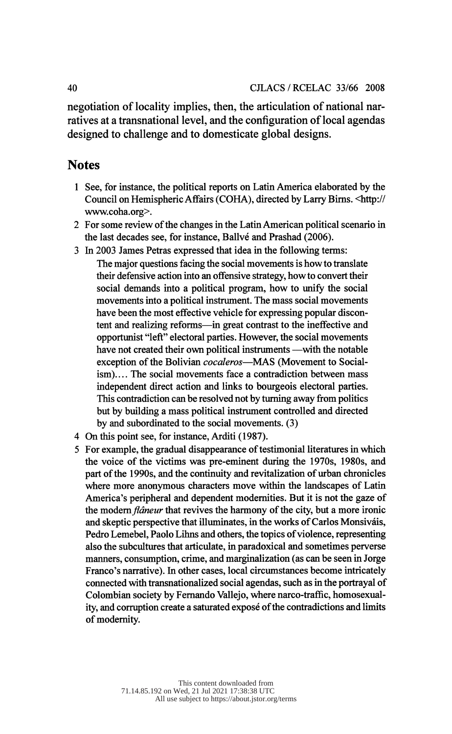negotiation of locality implies, then, the articulation of national narratives at a transnational level, and the configuration of local agendas designed to challenge and to domesticate global designs.

## Notes

1 See, for instance, the political reports on Latin America elaborated by the Council on Hemispheric Affairs (COHA), directed by Larry Birns. <http://www.coha.org>.

2 For some review of the changes in the Latin American political scenario in the last decades see, for instance, Ballvé and Prashad (2006).

3 In 2003 James Petras expressed that idea in the following terms:

> The major questions facing the social movements is how to translate their defensive action into an offensive strategy, how to convert their social demands into a political program, how to unify the social movements into a political instrument. The mass social movements have been the most effective vehicle for expressing popular discontent and realizing reforms—in great contrast to the ineffective and opportunist "left" electoral parties. However, the social movements have not created their own political instruments —with the notable exception of the Bolivian *cocaleros*—MAS (Movement to Socialism).... The social movements face a contradiction between mass independent direct action and links to bourgeois electoral parties. This contradiction can be resolved not by turning away from politics but by building a mass political instrument controlled and directed by and subordinated to the social movements. (3)

4 On this point see, for instance, Arditi (1987).

5 For example, the gradual disappearance of testimonial literatures in which the voice of the victims was pre-eminent during the 1970s, 1980s, and part of the 1990s, and the continuity and revitalization of urban chronicles where more anonymous characters move within the landscapes of Latin America's peripheral and dependent modernities. But it is not the gaze of the modern *flâneur* that revives the harmony of the city, but a more ironic and skeptic perspective that illuminates, in the works of Carlos Monsiváis, Pedro Lemebel, Paolo Lihns and others, the topics of violence, representing also the subcultures that articulate, in paradoxical and sometimes perverse manners, consumption, crime, and marginalization (as can be seen in Jorge Franco's narrative). In other cases, local circumstances become intricately connected with transnationalized social agendas, such as in the portrayal of Colombian society by Fernando Vallejo, where narco-traffic, homosexuality, and corruption create a saturated exposé of the contradictions and limits of modernity.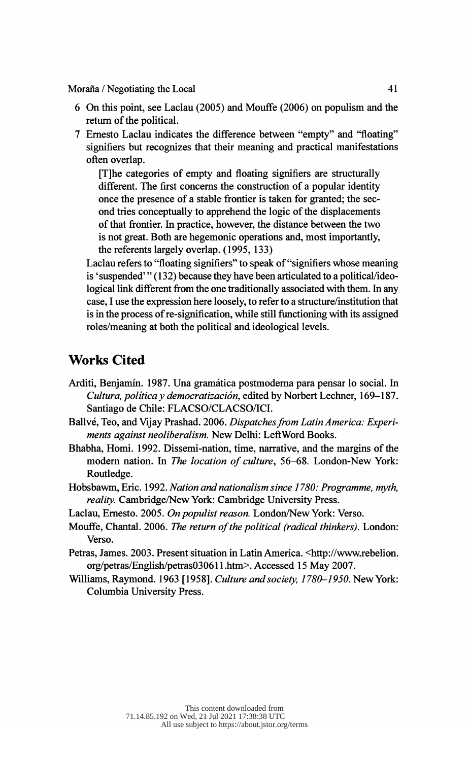6 On this point, see Laclau (2005) and Mouffe (2006) on populism and the return of the political.

7 Ernesto Laclau indicates the difference between "empty" and "floating" signifiers but recognizes that their meaning and practical manifestations often overlap.

> [T]he categories of empty and floating signifiers are structurally different. The first concerns the construction of a popular identity once the presence of a stable frontier is taken for granted; the second tries conceptually to apprehend the logic of the displacements of that frontier. In practice, however, the distance between the two is not great. Both are hegemonic operations and, most importantly, the referents largely overlap. (1995, 133)

Laclau refers to "floating signifiers" to speak of "signifiers whose meaning is 'suspended'" (132) because they have been articulated to a political/ideological link different from the one traditionally associated with them. In any case, I use the expression here loosely, to refer to a structure/institution that is in the process of re-signification, while still functioning with its assigned roles/meaning at both the political and ideological levels.

## Works Cited

Arditi, Benjamín. 1987. Una gramática postmoderna para pensar lo social. In *Cultura, política y democratización*, edited by Norbert Lechner, 169–187. Santiago de Chile: FLACSO/CLACSO/ICI.

Ballvé, Teo, and Vijay Prashad. 2006. *Dispatches from Latin America: Experiments against neoliberalism.* New Delhi: LeftWord Books.

Bhabha, Homi. 1992. Dissemi-nation, time, narrative, and the margins of the modern nation. In *The location of culture*, 56–68. London-New York: Routledge.

Hobsbawm, Eric. 1992. *Nation and nationalism since 1780: Programme, myth, reality.* Cambridge/New York: Cambridge University Press.

Laclau, Ernesto. 2005. *On populist reason.* London/New York: Verso.

Mouffe, Chantal. 2006. *The return of the political (radical thinkers).* London: Verso.

Petras, James. 2003. Present situation in Latin America. <http://www.rebelion.org/petras/English/petras030611.htm>. Accessed 15 May 2007.

Williams, Raymond. 1963 [1958]. *Culture and society, 1780–1950.* New York: Columbia University Press.